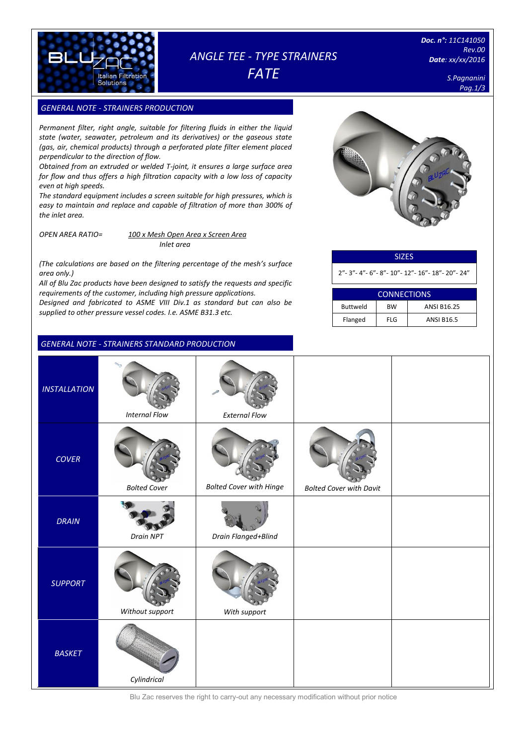# ANGLE TEE - TYPE STRAINERS
# FATE

**Doc. n°:** 11C141050
Rev.00
**Date**: xx/xx/2016

S.Pagnanini

## GENERAL NOTE - STRAINERS PRODUCTION

*Permanent filter, right angle, suitable for filtering fluids in either the liquid state (water, seawater, petroleum and its derivatives) or the gaseous state (gas, air, chemical products) through a perforated plate filter element placed perpendicular to the direction of flow.*
*Obtained from an extruded or welded T-joint, it ensures a large surface area for flow and thus offers a high filtration capacity with a low loss of capacity even at high speeds.*
*The standard equipment includes a screen suitable for high pressures, which is easy to maintain and replace and capable of filtration of more than 300% of the inlet area.*

$$\text{OPEN AREA RATIO} = \frac{100 \times \text{Mesh Open Area} \times \text{Screen Area}}{\text{Inlet area}}$$

*(The calculations are based on the filtering percentage of the mesh's surface area only.)*
*All of Blu Zac products have been designed to satisfy the requests and specific requirements of the customer, including high pressure applications.*
*Designed and fabricated to ASME VIII Div.1 as standard but can also be supplied to other pressure vessel codes. I.e. ASME B31.3 etc.*

| SIZES |
|---|
| 2"- 3"- 4"- 6"- 8"- 10"- 12"- 16"- 18"- 20"- 24" |

| CONNECTIONS | | |
|---|---|---|
| Buttweld | BW | ANSI B16.25 |
| Flanged | FLG | ANSI B16.5 |

## GENERAL NOTE - STRAINERS STANDARD PRODUCTION

| | | | | |
|---|---|---|---|---|
| *INSTALLATION* | *Internal Flow* | *External Flow* | | |
| *COVER* | *Bolted Cover* | *Bolted Cover with Hinge* | *Bolted Cover with Davit* | |
| *DRAIN* | *Drain NPT* | *Drain Flanged+Blind* | | |
| *SUPPORT* | *Without support* | *With support* | | |
| *BASKET* | *Cylindrical* | | | |

Blu Zac reserves the right to carry-out any necessary modification without prior notice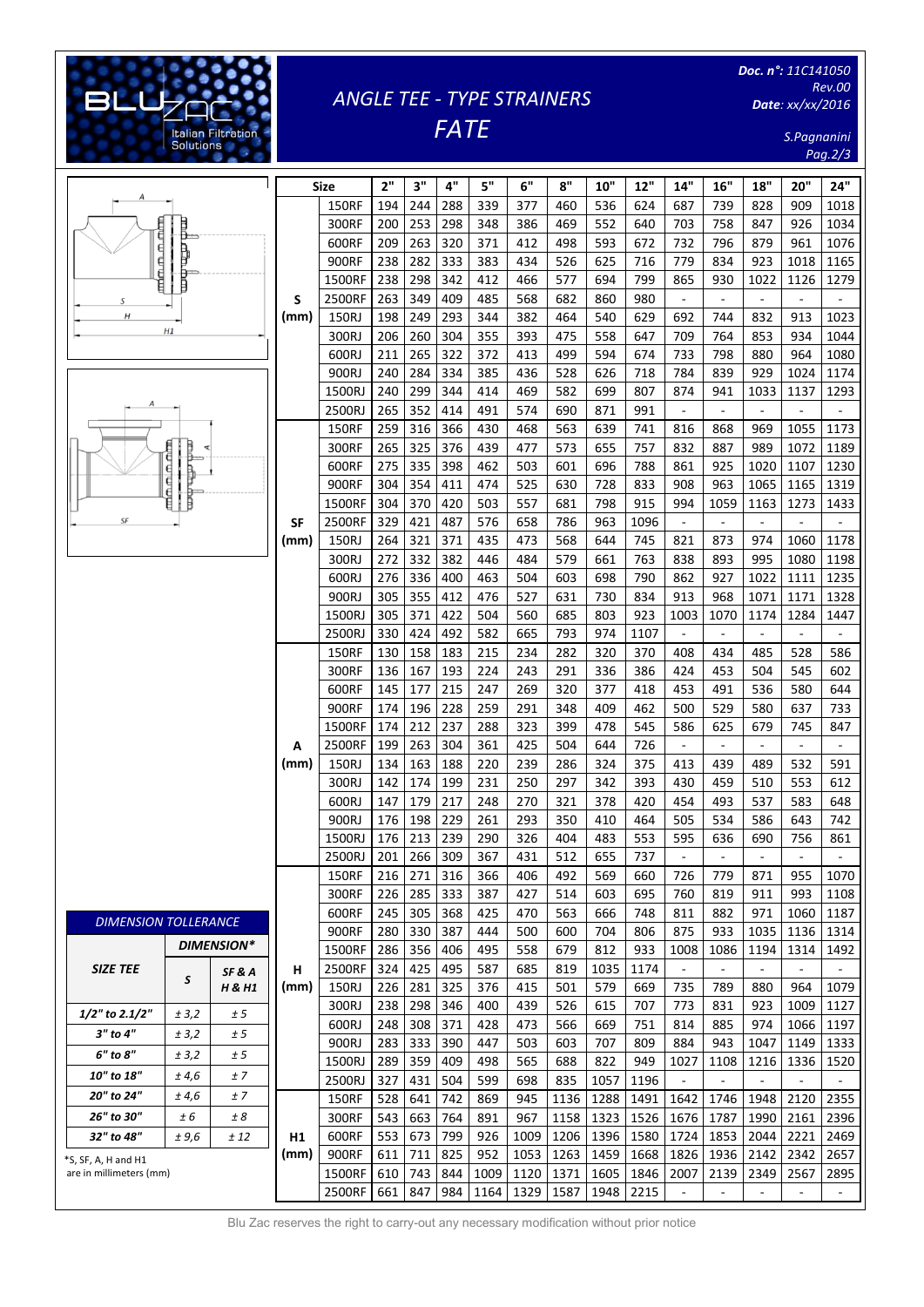# ANGLE TEE - TYPE STRAINERS

## FATE

Doc. n°: 11C141050
Rev.00
Date: xx/xx/2016

S.Pagnanini

| Size | | 2" | 3" | 4" | 5" | 6" | 8" | 10" | 12" | 14" | 16" | 18" | 20" | 24" |
|---|---|---|---|---|---|---|---|---|---|---|---|---|---|---|
| S (mm) | 150RF | 194 | 244 | 288 | 339 | 377 | 460 | 536 | 624 | 687 | 739 | 828 | 909 | 1018 |
| | 300RF | 200 | 253 | 298 | 348 | 386 | 469 | 552 | 640 | 703 | 758 | 847 | 926 | 1034 |
| | 600RF | 209 | 263 | 320 | 371 | 412 | 498 | 593 | 672 | 732 | 796 | 879 | 961 | 1076 |
| | 900RF | 238 | 282 | 333 | 383 | 434 | 526 | 625 | 716 | 779 | 834 | 923 | 1018 | 1165 |
| | 1500RF | 238 | 298 | 342 | 412 | 466 | 577 | 694 | 799 | 865 | 930 | 1022 | 1126 | 1279 |
| | 2500RF | 263 | 349 | 409 | 485 | 568 | 682 | 860 | 980 | - | - | - | - | - |
| | 150RJ | 198 | 249 | 293 | 344 | 382 | 464 | 540 | 629 | 692 | 744 | 832 | 913 | 1023 |
| | 300RJ | 206 | 260 | 304 | 355 | 393 | 475 | 558 | 647 | 709 | 764 | 853 | 934 | 1044 |
| | 600RJ | 211 | 265 | 322 | 372 | 413 | 499 | 594 | 674 | 733 | 798 | 880 | 964 | 1080 |
| | 900RJ | 240 | 284 | 334 | 385 | 436 | 528 | 626 | 718 | 784 | 839 | 929 | 1024 | 1174 |
| | 1500RJ | 240 | 299 | 344 | 414 | 469 | 582 | 699 | 807 | 874 | 941 | 1033 | 1137 | 1293 |
| | 2500RJ | 265 | 352 | 414 | 491 | 574 | 690 | 871 | 991 | - | - | - | - | - |
| SF (mm) | 150RF | 259 | 316 | 366 | 430 | 468 | 563 | 639 | 741 | 816 | 868 | 969 | 1055 | 1173 |
| | 300RF | 265 | 325 | 376 | 439 | 477 | 573 | 655 | 757 | 832 | 887 | 989 | 1072 | 1189 |
| | 600RF | 275 | 335 | 398 | 462 | 503 | 601 | 696 | 788 | 861 | 925 | 1020 | 1107 | 1230 |
| | 900RF | 304 | 354 | 411 | 474 | 525 | 630 | 728 | 833 | 908 | 963 | 1065 | 1165 | 1319 |
| | 1500RF | 304 | 370 | 420 | 503 | 557 | 681 | 798 | 915 | 994 | 1059 | 1163 | 1273 | 1433 |
| | 2500RF | 329 | 421 | 487 | 576 | 658 | 786 | 963 | 1096 | - | - | - | - | - |
| | 150RJ | 264 | 321 | 371 | 435 | 473 | 568 | 644 | 745 | 821 | 873 | 974 | 1060 | 1178 |
| | 300RJ | 272 | 332 | 382 | 446 | 484 | 579 | 661 | 763 | 838 | 893 | 995 | 1080 | 1198 |
| | 600RJ | 276 | 336 | 400 | 463 | 504 | 603 | 698 | 790 | 862 | 927 | 1022 | 1111 | 1235 |
| | 900RJ | 305 | 355 | 412 | 476 | 527 | 631 | 730 | 834 | 913 | 968 | 1071 | 1171 | 1328 |
| | 1500RJ | 305 | 371 | 422 | 504 | 560 | 685 | 803 | 923 | 1003 | 1070 | 1174 | 1284 | 1447 |
| | 2500RJ | 330 | 424 | 492 | 582 | 665 | 793 | 974 | 1107 | - | - | - | - | - |
| A (mm) | 150RF | 130 | 158 | 183 | 215 | 234 | 282 | 320 | 370 | 408 | 434 | 485 | 528 | 586 |
| | 300RF | 136 | 167 | 193 | 224 | 243 | 291 | 336 | 386 | 424 | 453 | 504 | 545 | 602 |
| | 600RF | 145 | 177 | 215 | 247 | 269 | 320 | 377 | 418 | 453 | 491 | 536 | 580 | 644 |
| | 900RF | 174 | 196 | 228 | 259 | 291 | 348 | 409 | 462 | 500 | 529 | 580 | 637 | 733 |
| | 1500RF | 174 | 212 | 237 | 288 | 323 | 399 | 478 | 545 | 586 | 625 | 679 | 745 | 847 |
| | 2500RF | 199 | 263 | 304 | 361 | 425 | 504 | 644 | 726 | - | - | - | - | - |
| | 150RJ | 134 | 163 | 188 | 220 | 239 | 286 | 324 | 375 | 413 | 439 | 489 | 532 | 591 |
| | 300RJ | 142 | 174 | 199 | 231 | 250 | 297 | 342 | 393 | 430 | 459 | 510 | 553 | 612 |
| | 600RJ | 147 | 179 | 217 | 248 | 270 | 321 | 378 | 420 | 454 | 493 | 537 | 583 | 648 |
| | 900RJ | 176 | 198 | 229 | 261 | 293 | 350 | 410 | 464 | 505 | 534 | 586 | 643 | 742 |
| | 1500RJ | 176 | 213 | 239 | 290 | 326 | 404 | 483 | 553 | 595 | 636 | 690 | 756 | 861 |
| | 2500RJ | 201 | 266 | 309 | 367 | 431 | 512 | 655 | 737 | - | - | - | - | - |
| H (mm) | 150RF | 216 | 271 | 316 | 366 | 406 | 492 | 569 | 660 | 726 | 779 | 871 | 955 | 1070 |
| | 300RF | 226 | 285 | 333 | 387 | 427 | 514 | 603 | 695 | 760 | 819 | 911 | 993 | 1108 |
| | 600RF | 245 | 305 | 368 | 425 | 470 | 563 | 666 | 748 | 811 | 882 | 971 | 1060 | 1187 |
| | 900RF | 280 | 330 | 387 | 444 | 500 | 600 | 704 | 806 | 875 | 933 | 1035 | 1136 | 1314 |
| | 1500RF | 286 | 356 | 406 | 495 | 558 | 679 | 812 | 933 | 1008 | 1086 | 1194 | 1314 | 1492 |
| | 2500RF | 324 | 425 | 495 | 587 | 685 | 819 | 1035 | 1174 | - | - | - | - | - |
| | 150RJ | 226 | 281 | 325 | 376 | 415 | 501 | 579 | 669 | 735 | 789 | 880 | 964 | 1079 |
| | 300RJ | 238 | 298 | 346 | 400 | 439 | 526 | 615 | 707 | 773 | 831 | 923 | 1009 | 1127 |
| | 600RJ | 248 | 308 | 371 | 428 | 473 | 566 | 669 | 751 | 814 | 885 | 974 | 1066 | 1197 |
| | 900RJ | 283 | 333 | 390 | 447 | 503 | 603 | 707 | 809 | 884 | 943 | 1047 | 1149 | 1333 |
| | 1500RJ | 289 | 359 | 409 | 498 | 565 | 688 | 822 | 949 | 1027 | 1108 | 1216 | 1336 | 1520 |
| | 2500RJ | 327 | 431 | 504 | 599 | 698 | 835 | 1057 | 1196 | - | - | - | - | - |
| H1 (mm) | 150RF | 528 | 641 | 742 | 869 | 945 | 1136 | 1288 | 1491 | 1642 | 1746 | 1948 | 2120 | 2355 |
| | 300RF | 543 | 663 | 764 | 891 | 967 | 1158 | 1323 | 1526 | 1676 | 1787 | 1990 | 2161 | 2396 |
| | 600RF | 553 | 673 | 799 | 926 | 1009 | 1206 | 1396 | 1580 | 1724 | 1853 | 2044 | 2221 | 2469 |
| | 900RF | 611 | 711 | 825 | 952 | 1053 | 1263 | 1459 | 1668 | 1826 | 1936 | 2142 | 2342 | 2657 |
| | 1500RF | 610 | 743 | 844 | 1009 | 1120 | 1371 | 1605 | 1846 | 2007 | 2139 | 2349 | 2567 | 2895 |
| | 2500RF | 661 | 847 | 984 | 1164 | 1329 | 1587 | 1948 | 2215 | - | - | - | - | - |

### DIMENSION TOLLERANCE

| SIZE TEE | DIMENSION* | |
|---|---|---|
| | S | SF & A H & H1 |
| 1/2" to 2.1/2" | ± 3,2 | ± 5 |
| 3" to 4" | ± 3,2 | ± 5 |
| 6" to 8" | ± 3,2 | ± 5 |
| 10" to 18" | ± 4,6 | ± 7 |
| 20" to 24" | ± 4,6 | ± 7 |
| 26" to 30" | ± 6 | ± 8 |
| 32" to 48" | ± 9,6 | ± 12 |

*S, SF, A, H and H1 are in millimeters (mm)

Blu Zac reserves the right to carry-out any necessary modification without prior notice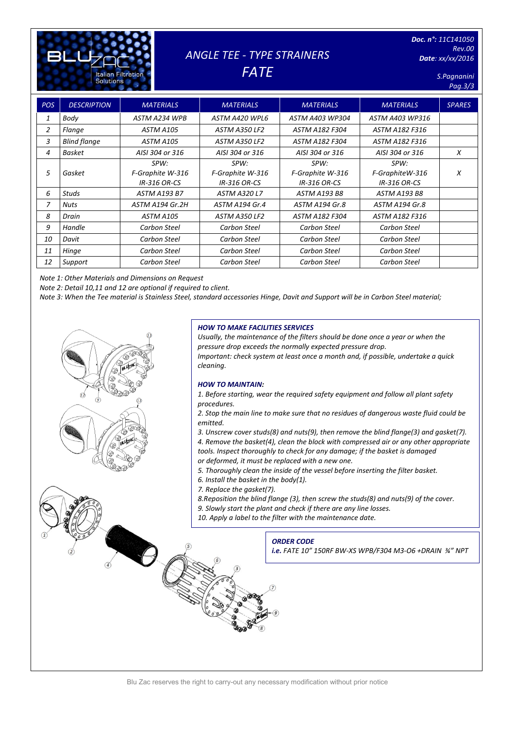# ANGLE TEE - TYPE STRAINERS

## FATE

*Doc. n°: 11C141050*
*Rev.00*
*Date: xx/xx/2016*

*S.Pagnanini*

| POS | DESCRIPTION | MATERIALS | MATERIALS | MATERIALS | MATERIALS | SPARES |
|---|---|---|---|---|---|---|
| 1 | Body | ASTM A234 WPB | ASTM A420 WPL6 | ASTM A403 WP304 | ASTM A403 WP316 | |
| 2 | Flange | ASTM A105 | ASTM A350 LF2 | ASTM A182 F304 | ASTM A182 F316 | |
| 3 | Blind flange | ASTM A105 | ASTM A350 LF2 | ASTM A182 F304 | ASTM A182 F316 | |
| 4 | Basket | AISI 304 or 316 | AISI 304 or 316 | AISI 304 or 316 | AISI 304 or 316 | X |
| 5 | Gasket | SPW: F-Graphite W-316 IR-316 OR-CS | SPW: F-Graphite W-316 IR-316 OR-CS | SPW: F-Graphite W-316 IR-316 OR-CS | SPW: F-GraphiteW-316 IR-316 OR-CS | X |
| 6 | Studs | ASTM A193 B7 | ASTM A320 L7 | ASTM A193 B8 | ASTM A193 B8 | |
| 7 | Nuts | ASTM A194 Gr.2H | ASTM A194 Gr.4 | ASTM A194 Gr.8 | ASTM A194 Gr.8 | |
| 8 | Drain | ASTM A105 | ASTM A350 LF2 | ASTM A182 F304 | ASTM A182 F316 | |
| 9 | Handle | Carbon Steel | Carbon Steel | Carbon Steel | Carbon Steel | |
| 10 | Davit | Carbon Steel | Carbon Steel | Carbon Steel | Carbon Steel | |
| 11 | Hinge | Carbon Steel | Carbon Steel | Carbon Steel | Carbon Steel | |
| 12 | Support | Carbon Steel | Carbon Steel | Carbon Steel | Carbon Steel | |

*Note 1: Other Materials and Dimensions on Request*

*Note 2: Detail 10,11 and 12 are optional if required to client.*

*Note 3: When the Tee material is Stainless Steel, standard accessories Hinge, Davit and Support will be in Carbon Steel material;*

### HOW TO MAKE FACILITIES SERVICES

*Usually, the maintenance of the filters should be done once a year or when the pressure drop exceeds the normally expected pressure drop.*
*Important: check system at least once a month and, if possible, undertake a quick cleaning.*

### HOW TO MAINTAIN:

1. Before starting, wear the required safety equipment and follow all plant safety procedures.
2. Stop the main line to make sure that no residues of dangerous waste fluid could be emitted.
3. Unscrew cover studs(8) and nuts(9), then remove the blind flange(3) and gasket(7).
4. Remove the basket(4), clean the block with compressed air or any other appropriate tools. Inspect thoroughly to check for any damage; if the basket is damaged or deformed, it must be replaced with a new one.
5. Thoroughly clean the inside of the vessel before inserting the filter basket.
6. Install the basket in the body(1).
7. Replace the gasket(7).
8. Reposition the blind flange (3), then screw the studs(8) and nuts(9) of the cover.
9. Slowly start the plant and check if there are any line losses.
10. Apply a label to the filter with the maintenance date.

### ORDER CODE

***i.e.*** *FATE 10" 150RF BW-XS WPB/F304 M3-O6 +DRAIN ¾" NPT*

Blu Zac reserves the right to carry-out any necessary modification without prior notice